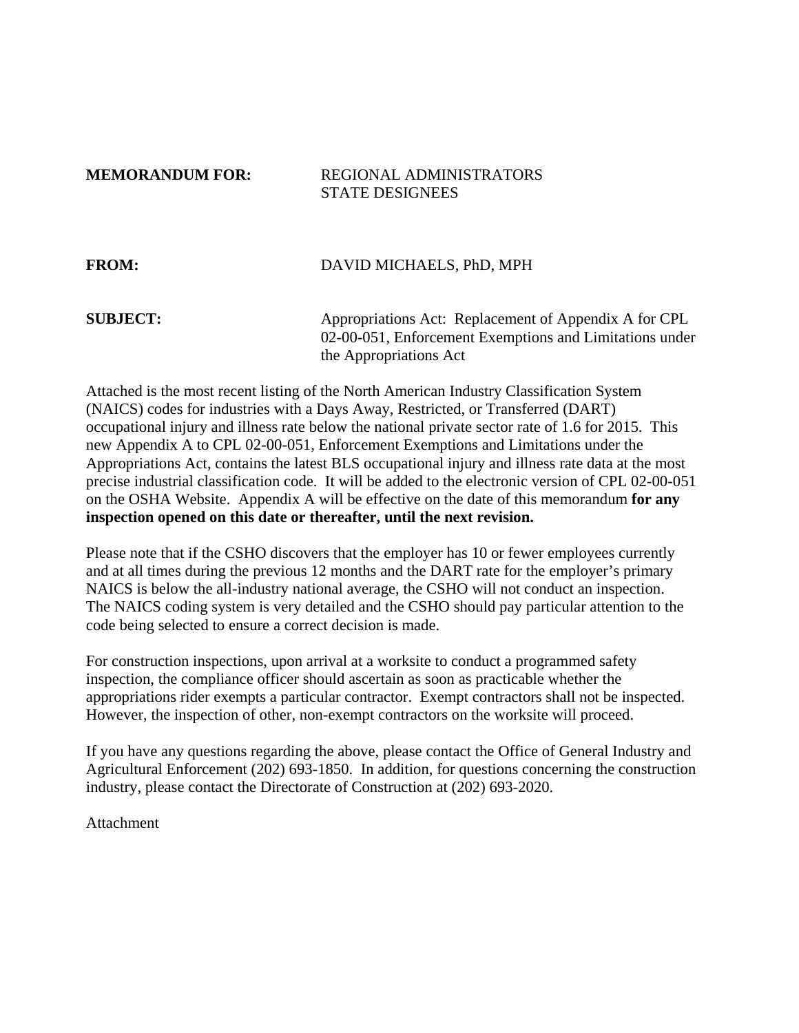**MEMORANDUM FOR:** REGIONAL ADMINISTRATORS
STATE DESIGNEES

**FROM:** DAVID MICHAELS, PhD, MPH

**SUBJECT:** Appropriations Act: Replacement of Appendix A for CPL 02-00-051, Enforcement Exemptions and Limitations under the Appropriations Act

Attached is the most recent listing of the North American Industry Classification System (NAICS) codes for industries with a Days Away, Restricted, or Transferred (DART) occupational injury and illness rate below the national private sector rate of 1.6 for 2015. This new Appendix A to CPL 02-00-051, Enforcement Exemptions and Limitations under the Appropriations Act, contains the latest BLS occupational injury and illness rate data at the most precise industrial classification code. It will be added to the electronic version of CPL 02-00-051 on the OSHA Website. Appendix A will be effective on the date of this memorandum **for any inspection opened on this date or thereafter, until the next revision.**

Please note that if the CSHO discovers that the employer has 10 or fewer employees currently and at all times during the previous 12 months and the DART rate for the employer's primary NAICS is below the all-industry national average, the CSHO will not conduct an inspection. The NAICS coding system is very detailed and the CSHO should pay particular attention to the code being selected to ensure a correct decision is made.

For construction inspections, upon arrival at a worksite to conduct a programmed safety inspection, the compliance officer should ascertain as soon as practicable whether the appropriations rider exempts a particular contractor. Exempt contractors shall not be inspected. However, the inspection of other, non-exempt contractors on the worksite will proceed.

If you have any questions regarding the above, please contact the Office of General Industry and Agricultural Enforcement (202) 693-1850. In addition, for questions concerning the construction industry, please contact the Directorate of Construction at (202) 693-2020.

Attachment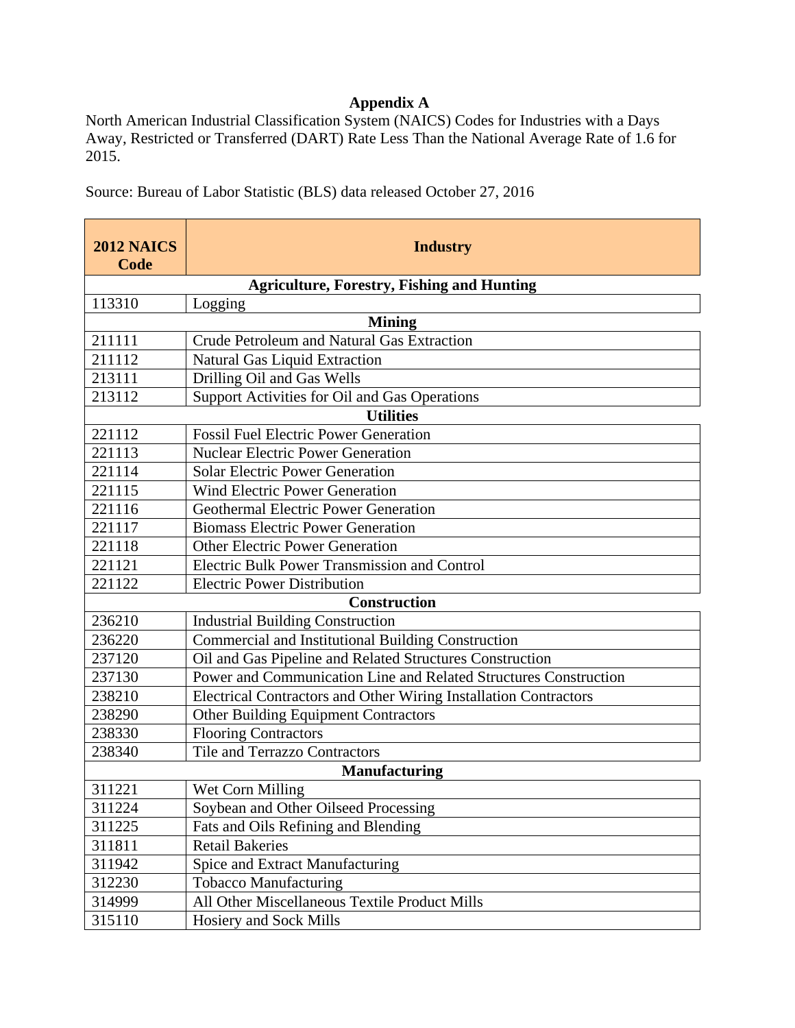## Appendix A

North American Industrial Classification System (NAICS) Codes for Industries with a Days Away, Restricted or Transferred (DART) Rate Less Than the National Average Rate of 1.6 for 2015.

Source: Bureau of Labor Statistic (BLS) data released October 27, 2016

| 2012 NAICS Code | Industry |
|---|---|
| **Agriculture, Forestry, Fishing and Hunting** | |
| 113310 | Logging |
| **Mining** | |
| 211111 | Crude Petroleum and Natural Gas Extraction |
| 211112 | Natural Gas Liquid Extraction |
| 213111 | Drilling Oil and Gas Wells |
| 213112 | Support Activities for Oil and Gas Operations |
| **Utilities** | |
| 221112 | Fossil Fuel Electric Power Generation |
| 221113 | Nuclear Electric Power Generation |
| 221114 | Solar Electric Power Generation |
| 221115 | Wind Electric Power Generation |
| 221116 | Geothermal Electric Power Generation |
| 221117 | Biomass Electric Power Generation |
| 221118 | Other Electric Power Generation |
| 221121 | Electric Bulk Power Transmission and Control |
| 221122 | Electric Power Distribution |
| **Construction** | |
| 236210 | Industrial Building Construction |
| 236220 | Commercial and Institutional Building Construction |
| 237120 | Oil and Gas Pipeline and Related Structures Construction |
| 237130 | Power and Communication Line and Related Structures Construction |
| 238210 | Electrical Contractors and Other Wiring Installation Contractors |
| 238290 | Other Building Equipment Contractors |
| 238330 | Flooring Contractors |
| 238340 | Tile and Terrazzo Contractors |
| **Manufacturing** | |
| 311221 | Wet Corn Milling |
| 311224 | Soybean and Other Oilseed Processing |
| 311225 | Fats and Oils Refining and Blending |
| 311811 | Retail Bakeries |
| 311942 | Spice and Extract Manufacturing |
| 312230 | Tobacco Manufacturing |
| 314999 | All Other Miscellaneous Textile Product Mills |
| 315110 | Hosiery and Sock Mills |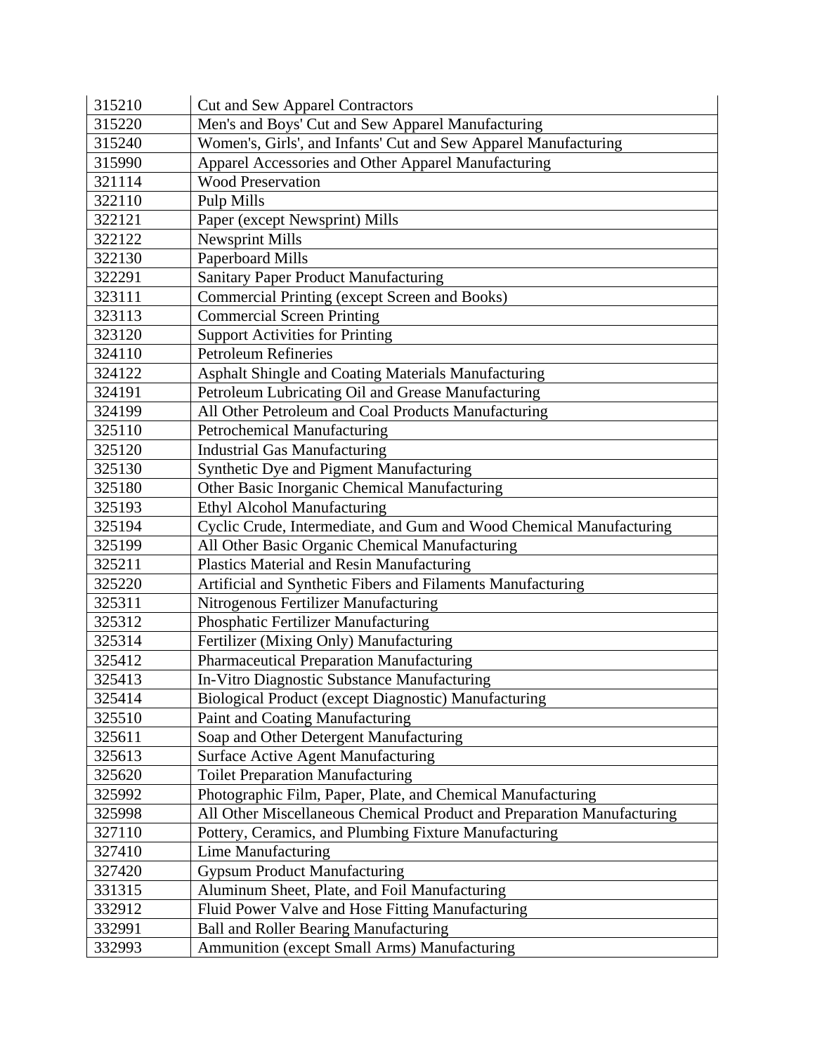| | |
|---|---|
| 315210 | Cut and Sew Apparel Contractors |
| 315220 | Men's and Boys' Cut and Sew Apparel Manufacturing |
| 315240 | Women's, Girls', and Infants' Cut and Sew Apparel Manufacturing |
| 315990 | Apparel Accessories and Other Apparel Manufacturing |
| 321114 | Wood Preservation |
| 322110 | Pulp Mills |
| 322121 | Paper (except Newsprint) Mills |
| 322122 | Newsprint Mills |
| 322130 | Paperboard Mills |
| 322291 | Sanitary Paper Product Manufacturing |
| 323111 | Commercial Printing (except Screen and Books) |
| 323113 | Commercial Screen Printing |
| 323120 | Support Activities for Printing |
| 324110 | Petroleum Refineries |
| 324122 | Asphalt Shingle and Coating Materials Manufacturing |
| 324191 | Petroleum Lubricating Oil and Grease Manufacturing |
| 324199 | All Other Petroleum and Coal Products Manufacturing |
| 325110 | Petrochemical Manufacturing |
| 325120 | Industrial Gas Manufacturing |
| 325130 | Synthetic Dye and Pigment Manufacturing |
| 325180 | Other Basic Inorganic Chemical Manufacturing |
| 325193 | Ethyl Alcohol Manufacturing |
| 325194 | Cyclic Crude, Intermediate, and Gum and Wood Chemical Manufacturing |
| 325199 | All Other Basic Organic Chemical Manufacturing |
| 325211 | Plastics Material and Resin Manufacturing |
| 325220 | Artificial and Synthetic Fibers and Filaments Manufacturing |
| 325311 | Nitrogenous Fertilizer Manufacturing |
| 325312 | Phosphatic Fertilizer Manufacturing |
| 325314 | Fertilizer (Mixing Only) Manufacturing |
| 325412 | Pharmaceutical Preparation Manufacturing |
| 325413 | In-Vitro Diagnostic Substance Manufacturing |
| 325414 | Biological Product (except Diagnostic) Manufacturing |
| 325510 | Paint and Coating Manufacturing |
| 325611 | Soap and Other Detergent Manufacturing |
| 325613 | Surface Active Agent Manufacturing |
| 325620 | Toilet Preparation Manufacturing |
| 325992 | Photographic Film, Paper, Plate, and Chemical Manufacturing |
| 325998 | All Other Miscellaneous Chemical Product and Preparation Manufacturing |
| 327110 | Pottery, Ceramics, and Plumbing Fixture Manufacturing |
| 327410 | Lime Manufacturing |
| 327420 | Gypsum Product Manufacturing |
| 331315 | Aluminum Sheet, Plate, and Foil Manufacturing |
| 332912 | Fluid Power Valve and Hose Fitting Manufacturing |
| 332991 | Ball and Roller Bearing Manufacturing |
| 332993 | Ammunition (except Small Arms) Manufacturing |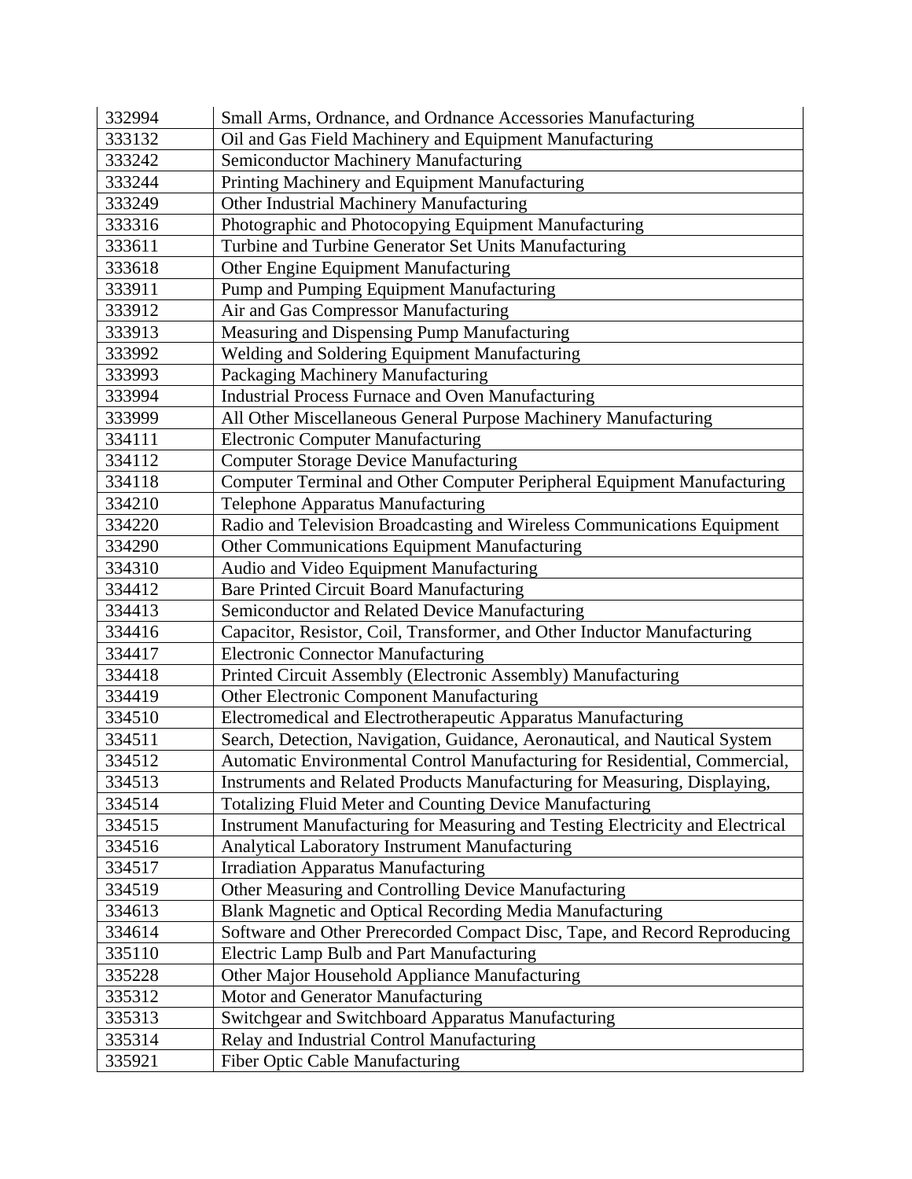| | |
|---|---|
| 332994 | Small Arms, Ordnance, and Ordnance Accessories Manufacturing |
| 333132 | Oil and Gas Field Machinery and Equipment Manufacturing |
| 333242 | Semiconductor Machinery Manufacturing |
| 333244 | Printing Machinery and Equipment Manufacturing |
| 333249 | Other Industrial Machinery Manufacturing |
| 333316 | Photographic and Photocopying Equipment Manufacturing |
| 333611 | Turbine and Turbine Generator Set Units Manufacturing |
| 333618 | Other Engine Equipment Manufacturing |
| 333911 | Pump and Pumping Equipment Manufacturing |
| 333912 | Air and Gas Compressor Manufacturing |
| 333913 | Measuring and Dispensing Pump Manufacturing |
| 333992 | Welding and Soldering Equipment Manufacturing |
| 333993 | Packaging Machinery Manufacturing |
| 333994 | Industrial Process Furnace and Oven Manufacturing |
| 333999 | All Other Miscellaneous General Purpose Machinery Manufacturing |
| 334111 | Electronic Computer Manufacturing |
| 334112 | Computer Storage Device Manufacturing |
| 334118 | Computer Terminal and Other Computer Peripheral Equipment Manufacturing |
| 334210 | Telephone Apparatus Manufacturing |
| 334220 | Radio and Television Broadcasting and Wireless Communications Equipment |
| 334290 | Other Communications Equipment Manufacturing |
| 334310 | Audio and Video Equipment Manufacturing |
| 334412 | Bare Printed Circuit Board Manufacturing |
| 334413 | Semiconductor and Related Device Manufacturing |
| 334416 | Capacitor, Resistor, Coil, Transformer, and Other Inductor Manufacturing |
| 334417 | Electronic Connector Manufacturing |
| 334418 | Printed Circuit Assembly (Electronic Assembly) Manufacturing |
| 334419 | Other Electronic Component Manufacturing |
| 334510 | Electromedical and Electrotherapeutic Apparatus Manufacturing |
| 334511 | Search, Detection, Navigation, Guidance, Aeronautical, and Nautical System |
| 334512 | Automatic Environmental Control Manufacturing for Residential, Commercial, |
| 334513 | Instruments and Related Products Manufacturing for Measuring, Displaying, |
| 334514 | Totalizing Fluid Meter and Counting Device Manufacturing |
| 334515 | Instrument Manufacturing for Measuring and Testing Electricity and Electrical |
| 334516 | Analytical Laboratory Instrument Manufacturing |
| 334517 | Irradiation Apparatus Manufacturing |
| 334519 | Other Measuring and Controlling Device Manufacturing |
| 334613 | Blank Magnetic and Optical Recording Media Manufacturing |
| 334614 | Software and Other Prerecorded Compact Disc, Tape, and Record Reproducing |
| 335110 | Electric Lamp Bulb and Part Manufacturing |
| 335228 | Other Major Household Appliance Manufacturing |
| 335312 | Motor and Generator Manufacturing |
| 335313 | Switchgear and Switchboard Apparatus Manufacturing |
| 335314 | Relay and Industrial Control Manufacturing |
| 335921 | Fiber Optic Cable Manufacturing |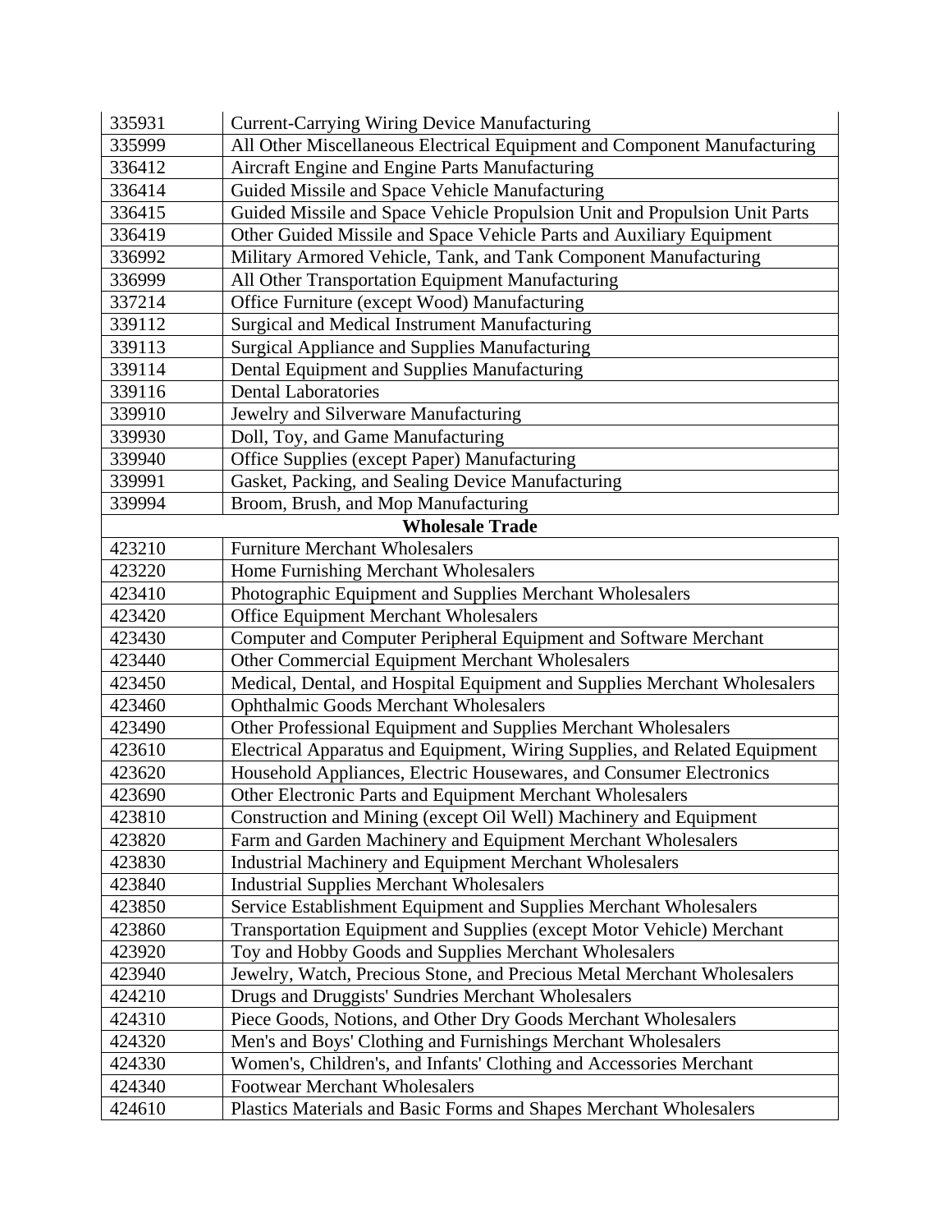| 335931 | Current-Carrying Wiring Device Manufacturing |
|---|---|
| 335999 | All Other Miscellaneous Electrical Equipment and Component Manufacturing |
| 336412 | Aircraft Engine and Engine Parts Manufacturing |
| 336414 | Guided Missile and Space Vehicle Manufacturing |
| 336415 | Guided Missile and Space Vehicle Propulsion Unit and Propulsion Unit Parts |
| 336419 | Other Guided Missile and Space Vehicle Parts and Auxiliary Equipment |
| 336992 | Military Armored Vehicle, Tank, and Tank Component Manufacturing |
| 336999 | All Other Transportation Equipment Manufacturing |
| 337214 | Office Furniture (except Wood) Manufacturing |
| 339112 | Surgical and Medical Instrument Manufacturing |
| 339113 | Surgical Appliance and Supplies Manufacturing |
| 339114 | Dental Equipment and Supplies Manufacturing |
| 339116 | Dental Laboratories |
| 339910 | Jewelry and Silverware Manufacturing |
| 339930 | Doll, Toy, and Game Manufacturing |
| 339940 | Office Supplies (except Paper) Manufacturing |
| 339991 | Gasket, Packing, and Sealing Device Manufacturing |
| 339994 | Broom, Brush, and Mop Manufacturing |
| **Wholesale Trade** | |
| 423210 | Furniture Merchant Wholesalers |
| 423220 | Home Furnishing Merchant Wholesalers |
| 423410 | Photographic Equipment and Supplies Merchant Wholesalers |
| 423420 | Office Equipment Merchant Wholesalers |
| 423430 | Computer and Computer Peripheral Equipment and Software Merchant |
| 423440 | Other Commercial Equipment Merchant Wholesalers |
| 423450 | Medical, Dental, and Hospital Equipment and Supplies Merchant Wholesalers |
| 423460 | Ophthalmic Goods Merchant Wholesalers |
| 423490 | Other Professional Equipment and Supplies Merchant Wholesalers |
| 423610 | Electrical Apparatus and Equipment, Wiring Supplies, and Related Equipment |
| 423620 | Household Appliances, Electric Housewares, and Consumer Electronics |
| 423690 | Other Electronic Parts and Equipment Merchant Wholesalers |
| 423810 | Construction and Mining (except Oil Well) Machinery and Equipment |
| 423820 | Farm and Garden Machinery and Equipment Merchant Wholesalers |
| 423830 | Industrial Machinery and Equipment Merchant Wholesalers |
| 423840 | Industrial Supplies Merchant Wholesalers |
| 423850 | Service Establishment Equipment and Supplies Merchant Wholesalers |
| 423860 | Transportation Equipment and Supplies (except Motor Vehicle) Merchant |
| 423920 | Toy and Hobby Goods and Supplies Merchant Wholesalers |
| 423940 | Jewelry, Watch, Precious Stone, and Precious Metal Merchant Wholesalers |
| 424210 | Drugs and Druggists' Sundries Merchant Wholesalers |
| 424310 | Piece Goods, Notions, and Other Dry Goods Merchant Wholesalers |
| 424320 | Men's and Boys' Clothing and Furnishings Merchant Wholesalers |
| 424330 | Women's, Children's, and Infants' Clothing and Accessories Merchant |
| 424340 | Footwear Merchant Wholesalers |
| 424610 | Plastics Materials and Basic Forms and Shapes Merchant Wholesalers |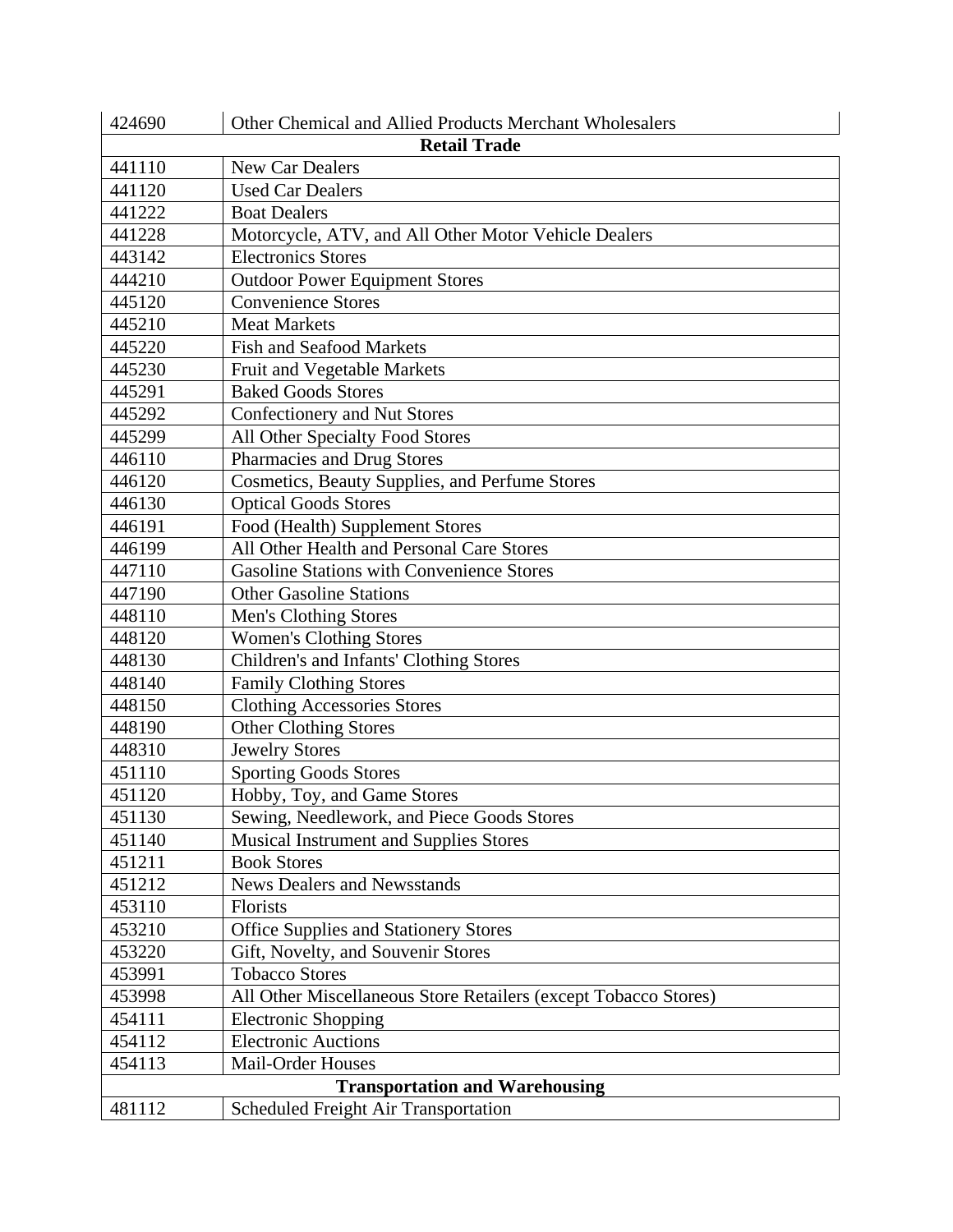| | |
|---|---|
| 424690 | Other Chemical and Allied Products Merchant Wholesalers |
| **Retail Trade** | |
| 441110 | New Car Dealers |
| 441120 | Used Car Dealers |
| 441222 | Boat Dealers |
| 441228 | Motorcycle, ATV, and All Other Motor Vehicle Dealers |
| 443142 | Electronics Stores |
| 444210 | Outdoor Power Equipment Stores |
| 445120 | Convenience Stores |
| 445210 | Meat Markets |
| 445220 | Fish and Seafood Markets |
| 445230 | Fruit and Vegetable Markets |
| 445291 | Baked Goods Stores |
| 445292 | Confectionery and Nut Stores |
| 445299 | All Other Specialty Food Stores |
| 446110 | Pharmacies and Drug Stores |
| 446120 | Cosmetics, Beauty Supplies, and Perfume Stores |
| 446130 | Optical Goods Stores |
| 446191 | Food (Health) Supplement Stores |
| 446199 | All Other Health and Personal Care Stores |
| 447110 | Gasoline Stations with Convenience Stores |
| 447190 | Other Gasoline Stations |
| 448110 | Men's Clothing Stores |
| 448120 | Women's Clothing Stores |
| 448130 | Children's and Infants' Clothing Stores |
| 448140 | Family Clothing Stores |
| 448150 | Clothing Accessories Stores |
| 448190 | Other Clothing Stores |
| 448310 | Jewelry Stores |
| 451110 | Sporting Goods Stores |
| 451120 | Hobby, Toy, and Game Stores |
| 451130 | Sewing, Needlework, and Piece Goods Stores |
| 451140 | Musical Instrument and Supplies Stores |
| 451211 | Book Stores |
| 451212 | News Dealers and Newsstands |
| 453110 | Florists |
| 453210 | Office Supplies and Stationery Stores |
| 453220 | Gift, Novelty, and Souvenir Stores |
| 453991 | Tobacco Stores |
| 453998 | All Other Miscellaneous Store Retailers (except Tobacco Stores) |
| 454111 | Electronic Shopping |
| 454112 | Electronic Auctions |
| 454113 | Mail-Order Houses |
| **Transportation and Warehousing** | |
| 481112 | Scheduled Freight Air Transportation |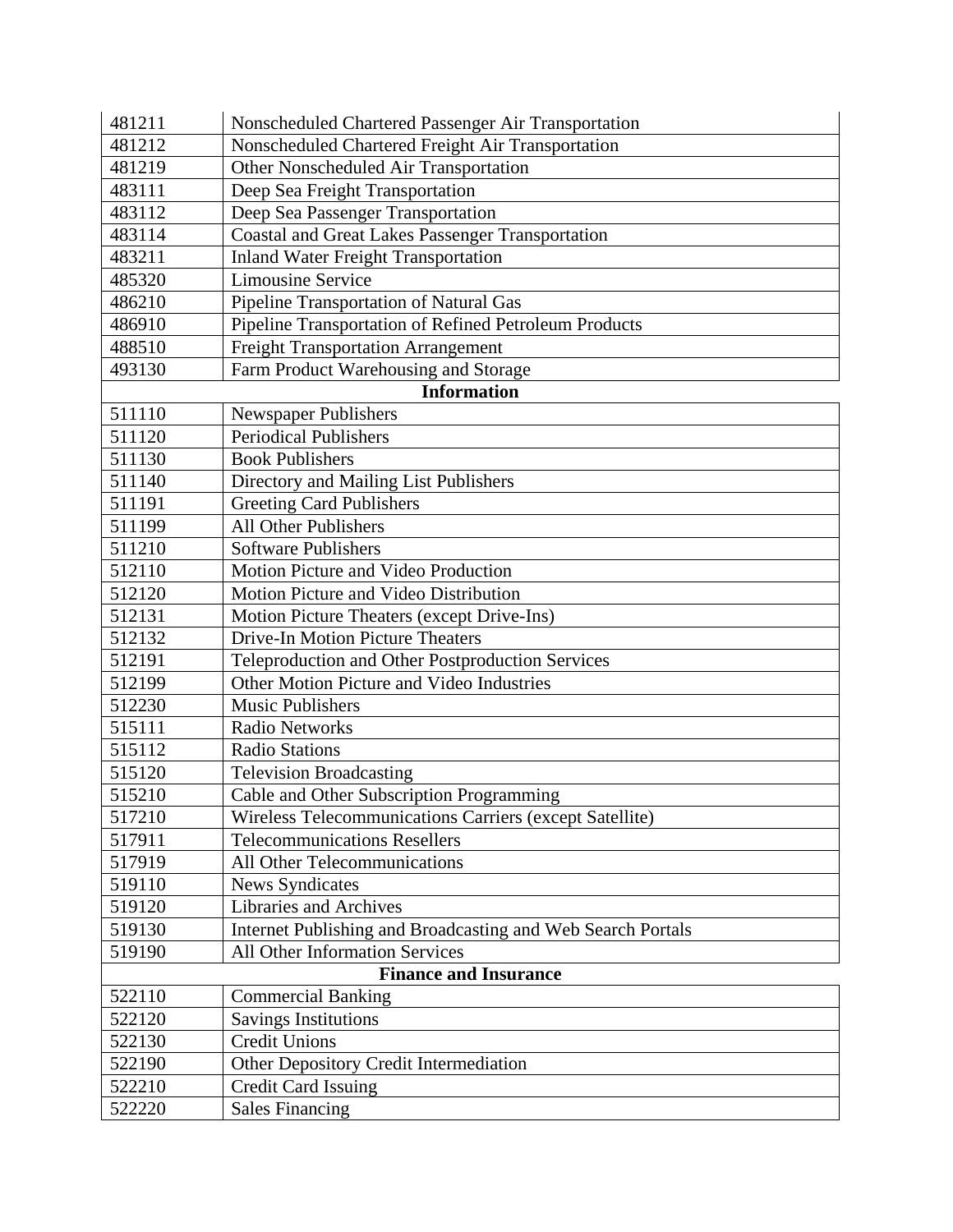| | |
|---|---|
| 481211 | Nonscheduled Chartered Passenger Air Transportation |
| 481212 | Nonscheduled Chartered Freight Air Transportation |
| 481219 | Other Nonscheduled Air Transportation |
| 483111 | Deep Sea Freight Transportation |
| 483112 | Deep Sea Passenger Transportation |
| 483114 | Coastal and Great Lakes Passenger Transportation |
| 483211 | Inland Water Freight Transportation |
| 485320 | Limousine Service |
| 486210 | Pipeline Transportation of Natural Gas |
| 486910 | Pipeline Transportation of Refined Petroleum Products |
| 488510 | Freight Transportation Arrangement |
| 493130 | Farm Product Warehousing and Storage |
| **Information** | |
| 511110 | Newspaper Publishers |
| 511120 | Periodical Publishers |
| 511130 | Book Publishers |
| 511140 | Directory and Mailing List Publishers |
| 511191 | Greeting Card Publishers |
| 511199 | All Other Publishers |
| 511210 | Software Publishers |
| 512110 | Motion Picture and Video Production |
| 512120 | Motion Picture and Video Distribution |
| 512131 | Motion Picture Theaters (except Drive-Ins) |
| 512132 | Drive-In Motion Picture Theaters |
| 512191 | Teleproduction and Other Postproduction Services |
| 512199 | Other Motion Picture and Video Industries |
| 512230 | Music Publishers |
| 515111 | Radio Networks |
| 515112 | Radio Stations |
| 515120 | Television Broadcasting |
| 515210 | Cable and Other Subscription Programming |
| 517210 | Wireless Telecommunications Carriers (except Satellite) |
| 517911 | Telecommunications Resellers |
| 517919 | All Other Telecommunications |
| 519110 | News Syndicates |
| 519120 | Libraries and Archives |
| 519130 | Internet Publishing and Broadcasting and Web Search Portals |
| 519190 | All Other Information Services |
| **Finance and Insurance** | |
| 522110 | Commercial Banking |
| 522120 | Savings Institutions |
| 522130 | Credit Unions |
| 522190 | Other Depository Credit Intermediation |
| 522210 | Credit Card Issuing |
| 522220 | Sales Financing |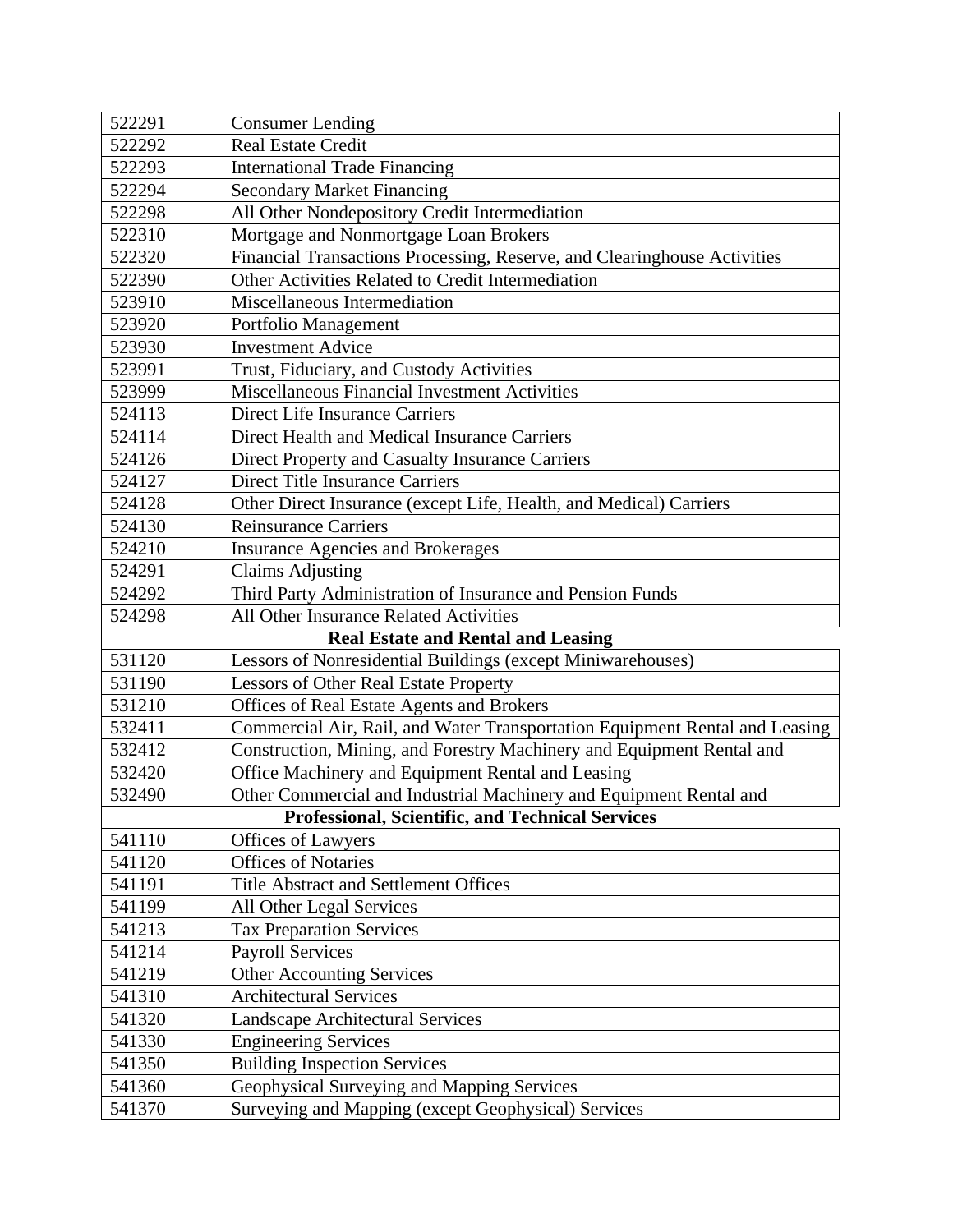| | |
|---|---|
| 522291 | Consumer Lending |
| 522292 | Real Estate Credit |
| 522293 | International Trade Financing |
| 522294 | Secondary Market Financing |
| 522298 | All Other Nondepository Credit Intermediation |
| 522310 | Mortgage and Nonmortgage Loan Brokers |
| 522320 | Financial Transactions Processing, Reserve, and Clearinghouse Activities |
| 522390 | Other Activities Related to Credit Intermediation |
| 523910 | Miscellaneous Intermediation |
| 523920 | Portfolio Management |
| 523930 | Investment Advice |
| 523991 | Trust, Fiduciary, and Custody Activities |
| 523999 | Miscellaneous Financial Investment Activities |
| 524113 | Direct Life Insurance Carriers |
| 524114 | Direct Health and Medical Insurance Carriers |
| 524126 | Direct Property and Casualty Insurance Carriers |
| 524127 | Direct Title Insurance Carriers |
| 524128 | Other Direct Insurance (except Life, Health, and Medical) Carriers |
| 524130 | Reinsurance Carriers |
| 524210 | Insurance Agencies and Brokerages |
| 524291 | Claims Adjusting |
| 524292 | Third Party Administration of Insurance and Pension Funds |
| 524298 | All Other Insurance Related Activities |
| **Real Estate and Rental and Leasing** | |
| 531120 | Lessors of Nonresidential Buildings (except Miniwarehouses) |
| 531190 | Lessors of Other Real Estate Property |
| 531210 | Offices of Real Estate Agents and Brokers |
| 532411 | Commercial Air, Rail, and Water Transportation Equipment Rental and Leasing |
| 532412 | Construction, Mining, and Forestry Machinery and Equipment Rental and |
| 532420 | Office Machinery and Equipment Rental and Leasing |
| 532490 | Other Commercial and Industrial Machinery and Equipment Rental and |
| **Professional, Scientific, and Technical Services** | |
| 541110 | Offices of Lawyers |
| 541120 | Offices of Notaries |
| 541191 | Title Abstract and Settlement Offices |
| 541199 | All Other Legal Services |
| 541213 | Tax Preparation Services |
| 541214 | Payroll Services |
| 541219 | Other Accounting Services |
| 541310 | Architectural Services |
| 541320 | Landscape Architectural Services |
| 541330 | Engineering Services |
| 541350 | Building Inspection Services |
| 541360 | Geophysical Surveying and Mapping Services |
| 541370 | Surveying and Mapping (except Geophysical) Services |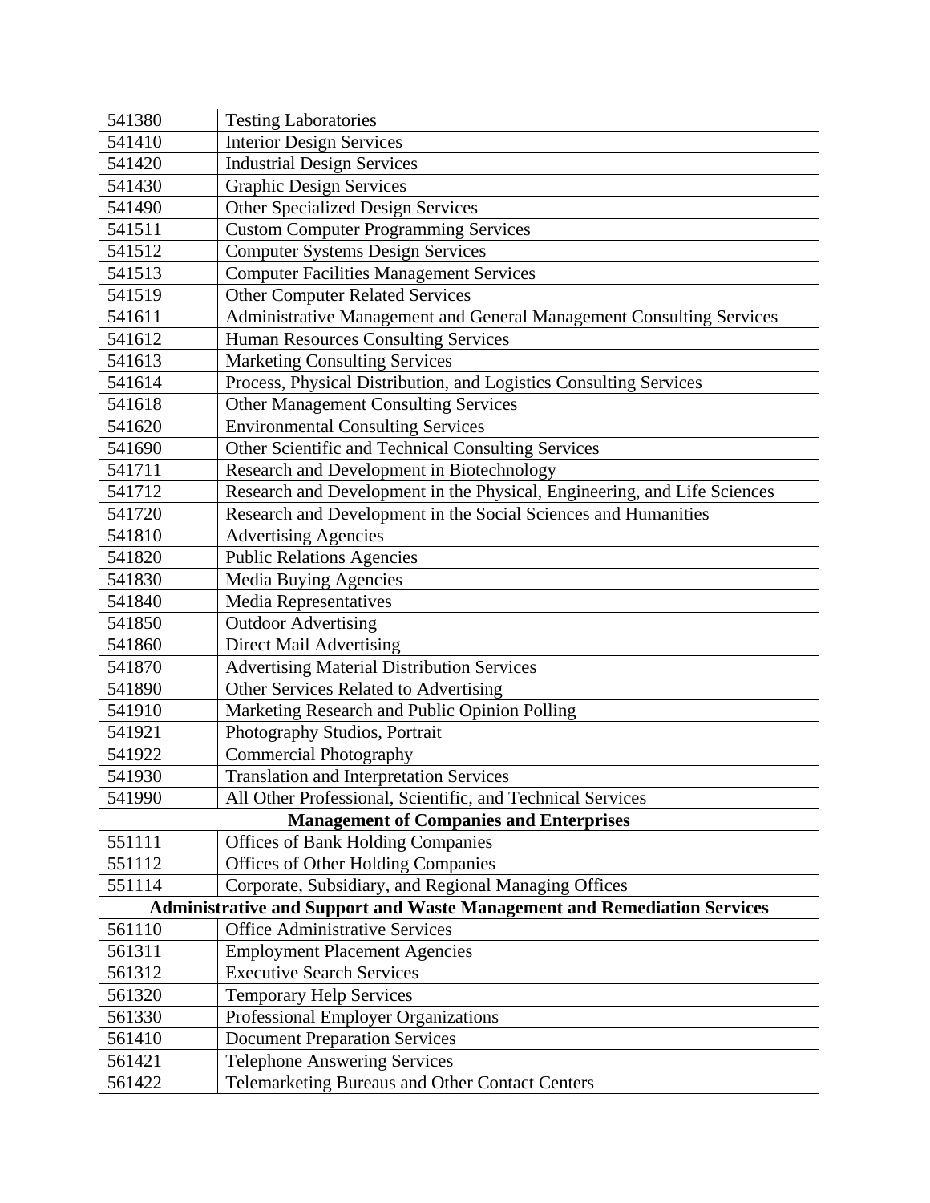| | |
|---|---|
| 541380 | Testing Laboratories |
| 541410 | Interior Design Services |
| 541420 | Industrial Design Services |
| 541430 | Graphic Design Services |
| 541490 | Other Specialized Design Services |
| 541511 | Custom Computer Programming Services |
| 541512 | Computer Systems Design Services |
| 541513 | Computer Facilities Management Services |
| 541519 | Other Computer Related Services |
| 541611 | Administrative Management and General Management Consulting Services |
| 541612 | Human Resources Consulting Services |
| 541613 | Marketing Consulting Services |
| 541614 | Process, Physical Distribution, and Logistics Consulting Services |
| 541618 | Other Management Consulting Services |
| 541620 | Environmental Consulting Services |
| 541690 | Other Scientific and Technical Consulting Services |
| 541711 | Research and Development in Biotechnology |
| 541712 | Research and Development in the Physical, Engineering, and Life Sciences |
| 541720 | Research and Development in the Social Sciences and Humanities |
| 541810 | Advertising Agencies |
| 541820 | Public Relations Agencies |
| 541830 | Media Buying Agencies |
| 541840 | Media Representatives |
| 541850 | Outdoor Advertising |
| 541860 | Direct Mail Advertising |
| 541870 | Advertising Material Distribution Services |
| 541890 | Other Services Related to Advertising |
| 541910 | Marketing Research and Public Opinion Polling |
| 541921 | Photography Studios, Portrait |
| 541922 | Commercial Photography |
| 541930 | Translation and Interpretation Services |
| 541990 | All Other Professional, Scientific, and Technical Services |
| **Management of Companies and Enterprises** | |
| 551111 | Offices of Bank Holding Companies |
| 551112 | Offices of Other Holding Companies |
| 551114 | Corporate, Subsidiary, and Regional Managing Offices |
| **Administrative and Support and Waste Management and Remediation Services** | |
| 561110 | Office Administrative Services |
| 561311 | Employment Placement Agencies |
| 561312 | Executive Search Services |
| 561320 | Temporary Help Services |
| 561330 | Professional Employer Organizations |
| 561410 | Document Preparation Services |
| 561421 | Telephone Answering Services |
| 561422 | Telemarketing Bureaus and Other Contact Centers |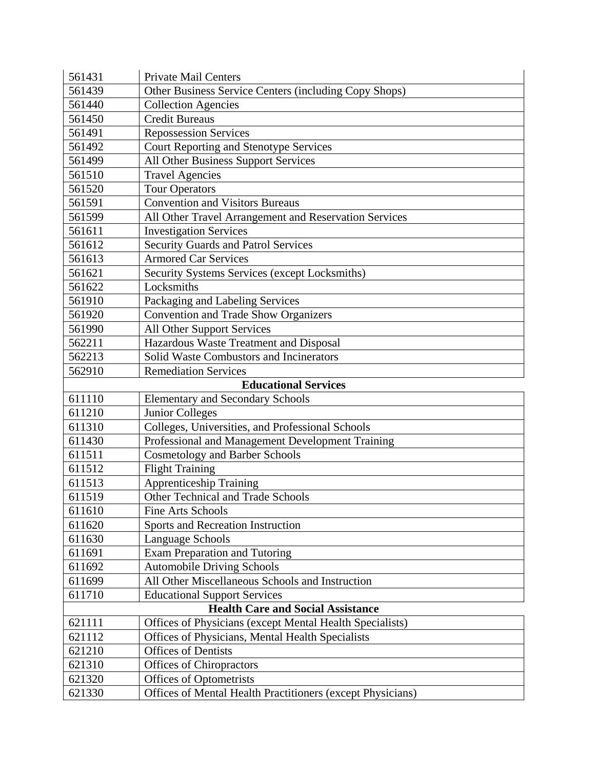| | |
|---|---|
| 561431 | Private Mail Centers |
| 561439 | Other Business Service Centers (including Copy Shops) |
| 561440 | Collection Agencies |
| 561450 | Credit Bureaus |
| 561491 | Repossession Services |
| 561492 | Court Reporting and Stenotype Services |
| 561499 | All Other Business Support Services |
| 561510 | Travel Agencies |
| 561520 | Tour Operators |
| 561591 | Convention and Visitors Bureaus |
| 561599 | All Other Travel Arrangement and Reservation Services |
| 561611 | Investigation Services |
| 561612 | Security Guards and Patrol Services |
| 561613 | Armored Car Services |
| 561621 | Security Systems Services (except Locksmiths) |
| 561622 | Locksmiths |
| 561910 | Packaging and Labeling Services |
| 561920 | Convention and Trade Show Organizers |
| 561990 | All Other Support Services |
| 562211 | Hazardous Waste Treatment and Disposal |
| 562213 | Solid Waste Combustors and Incinerators |
| 562910 | Remediation Services |
| **Educational Services** | |
| 611110 | Elementary and Secondary Schools |
| 611210 | Junior Colleges |
| 611310 | Colleges, Universities, and Professional Schools |
| 611430 | Professional and Management Development Training |
| 611511 | Cosmetology and Barber Schools |
| 611512 | Flight Training |
| 611513 | Apprenticeship Training |
| 611519 | Other Technical and Trade Schools |
| 611610 | Fine Arts Schools |
| 611620 | Sports and Recreation Instruction |
| 611630 | Language Schools |
| 611691 | Exam Preparation and Tutoring |
| 611692 | Automobile Driving Schools |
| 611699 | All Other Miscellaneous Schools and Instruction |
| 611710 | Educational Support Services |
| **Health Care and Social Assistance** | |
| 621111 | Offices of Physicians (except Mental Health Specialists) |
| 621112 | Offices of Physicians, Mental Health Specialists |
| 621210 | Offices of Dentists |
| 621310 | Offices of Chiropractors |
| 621320 | Offices of Optometrists |
| 621330 | Offices of Mental Health Practitioners (except Physicians) |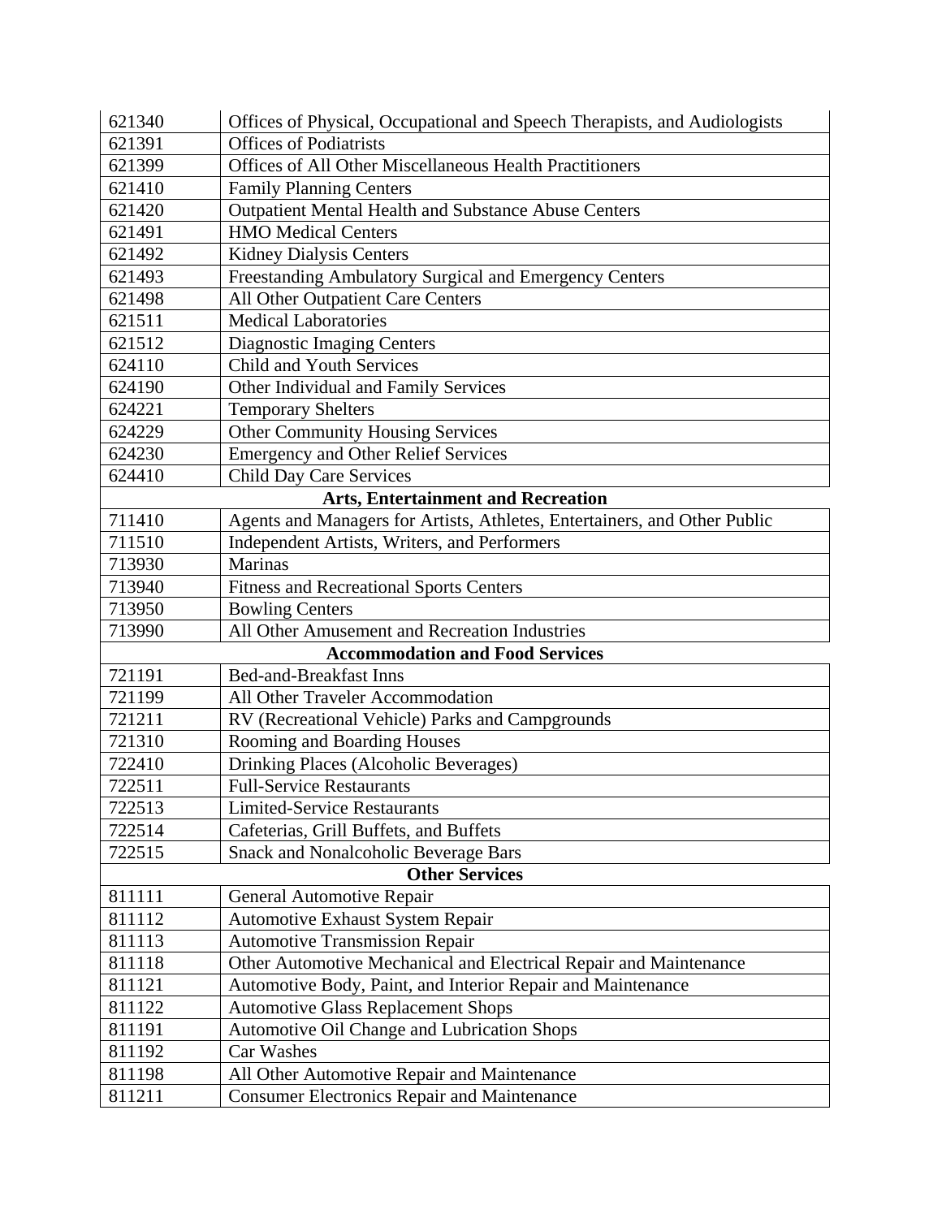| | |
|---|---|
| 621340 | Offices of Physical, Occupational and Speech Therapists, and Audiologists |
| 621391 | Offices of Podiatrists |
| 621399 | Offices of All Other Miscellaneous Health Practitioners |
| 621410 | Family Planning Centers |
| 621420 | Outpatient Mental Health and Substance Abuse Centers |
| 621491 | HMO Medical Centers |
| 621492 | Kidney Dialysis Centers |
| 621493 | Freestanding Ambulatory Surgical and Emergency Centers |
| 621498 | All Other Outpatient Care Centers |
| 621511 | Medical Laboratories |
| 621512 | Diagnostic Imaging Centers |
| 624110 | Child and Youth Services |
| 624190 | Other Individual and Family Services |
| 624221 | Temporary Shelters |
| 624229 | Other Community Housing Services |
| 624230 | Emergency and Other Relief Services |
| 624410 | Child Day Care Services |
| **Arts, Entertainment and Recreation** | |
| 711410 | Agents and Managers for Artists, Athletes, Entertainers, and Other Public |
| 711510 | Independent Artists, Writers, and Performers |
| 713930 | Marinas |
| 713940 | Fitness and Recreational Sports Centers |
| 713950 | Bowling Centers |
| 713990 | All Other Amusement and Recreation Industries |
| **Accommodation and Food Services** | |
| 721191 | Bed-and-Breakfast Inns |
| 721199 | All Other Traveler Accommodation |
| 721211 | RV (Recreational Vehicle) Parks and Campgrounds |
| 721310 | Rooming and Boarding Houses |
| 722410 | Drinking Places (Alcoholic Beverages) |
| 722511 | Full-Service Restaurants |
| 722513 | Limited-Service Restaurants |
| 722514 | Cafeterias, Grill Buffets, and Buffets |
| 722515 | Snack and Nonalcoholic Beverage Bars |
| **Other Services** | |
| 811111 | General Automotive Repair |
| 811112 | Automotive Exhaust System Repair |
| 811113 | Automotive Transmission Repair |
| 811118 | Other Automotive Mechanical and Electrical Repair and Maintenance |
| 811121 | Automotive Body, Paint, and Interior Repair and Maintenance |
| 811122 | Automotive Glass Replacement Shops |
| 811191 | Automotive Oil Change and Lubrication Shops |
| 811192 | Car Washes |
| 811198 | All Other Automotive Repair and Maintenance |
| 811211 | Consumer Electronics Repair and Maintenance |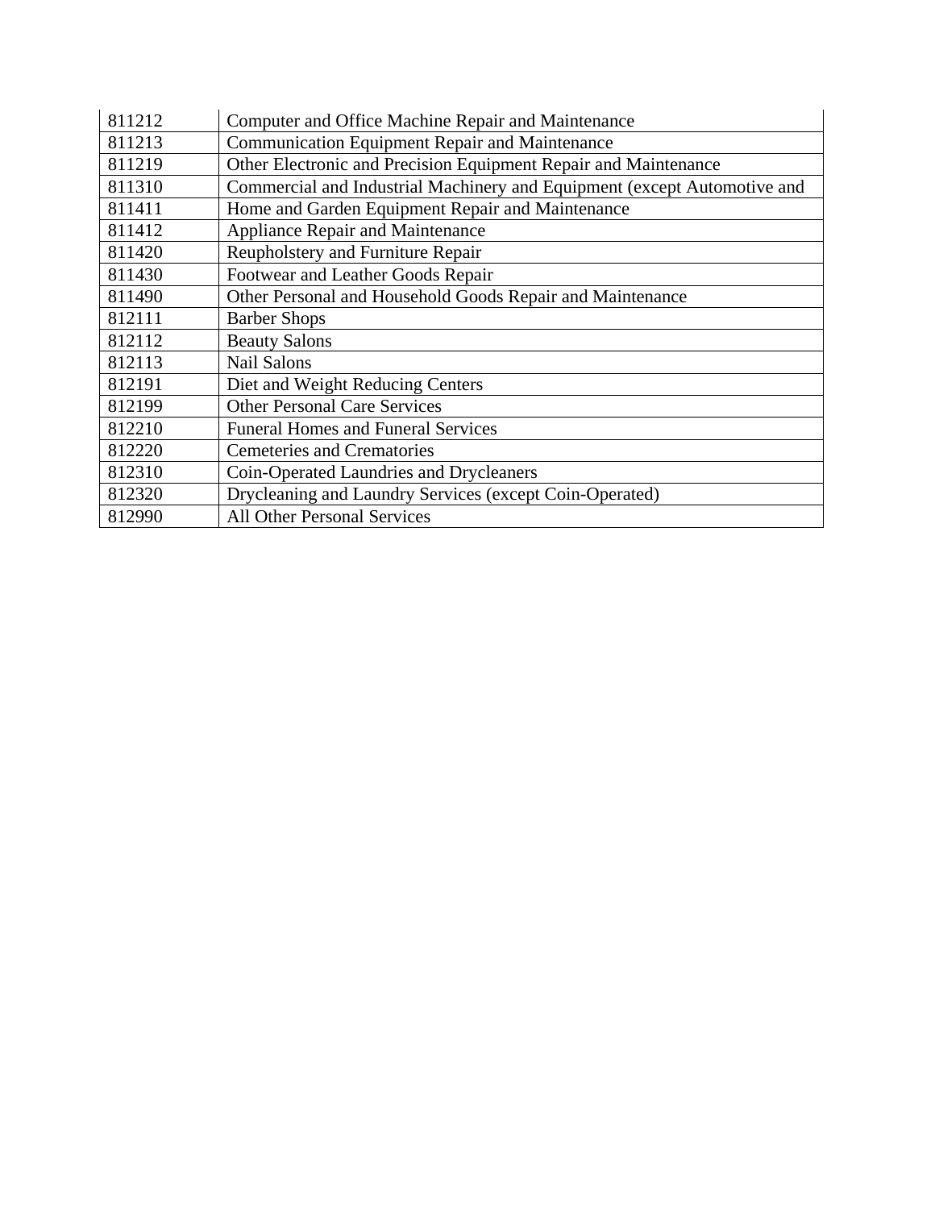| | |
|---|---|
| 811212 | Computer and Office Machine Repair and Maintenance |
| 811213 | Communication Equipment Repair and Maintenance |
| 811219 | Other Electronic and Precision Equipment Repair and Maintenance |
| 811310 | Commercial and Industrial Machinery and Equipment (except Automotive and |
| 811411 | Home and Garden Equipment Repair and Maintenance |
| 811412 | Appliance Repair and Maintenance |
| 811420 | Reupholstery and Furniture Repair |
| 811430 | Footwear and Leather Goods Repair |
| 811490 | Other Personal and Household Goods Repair and Maintenance |
| 812111 | Barber Shops |
| 812112 | Beauty Salons |
| 812113 | Nail Salons |
| 812191 | Diet and Weight Reducing Centers |
| 812199 | Other Personal Care Services |
| 812210 | Funeral Homes and Funeral Services |
| 812220 | Cemeteries and Crematories |
| 812310 | Coin-Operated Laundries and Drycleaners |
| 812320 | Drycleaning and Laundry Services (except Coin-Operated) |
| 812990 | All Other Personal Services |